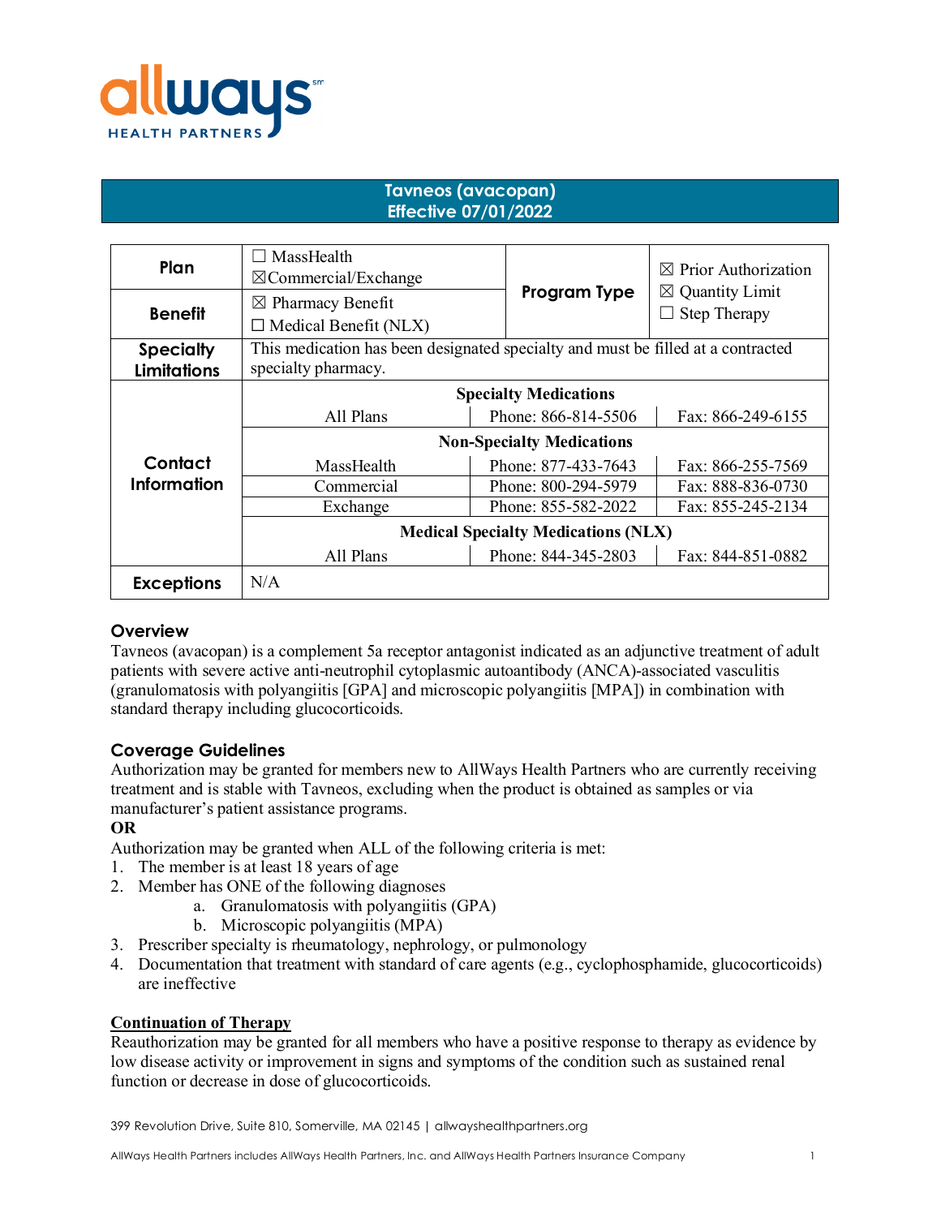# Tavneos (avacopan)
## Effective 07/01/2022

| | | | |
|---|---|---|---|
| **Plan** | ☐ MassHealth<br>☒Commercial/Exchange | **Program Type** | ☒ Prior Authorization<br>☒ Quantity Limit<br>☐ Step Therapy |
| **Benefit** | ☒ Pharmacy Benefit<br>☐ Medical Benefit (NLX) | | |
| **Specialty Limitations** | This medication has been designated specialty and must be filled at a contracted specialty pharmacy. | | |
| **Contact Information** | **Specialty Medications** | | |
| | All Plans | Phone: 866-814-5506 | Fax: 866-249-6155 |
| | **Non-Specialty Medications** | | |
| | MassHealth | Phone: 877-433-7643 | Fax: 866-255-7569 |
| | Commercial | Phone: 800-294-5979 | Fax: 888-836-0730 |
| | Exchange | Phone: 855-582-2022 | Fax: 855-245-2134 |
| | **Medical Specialty Medications (NLX)** | | |
| | All Plans | Phone: 844-345-2803 | Fax: 844-851-0882 |
| **Exceptions** | N/A | | |

### Overview

Tavneos (avacopan) is a complement 5a receptor antagonist indicated as an adjunctive treatment of adult patients with severe active anti-neutrophil cytoplasmic autoantibody (ANCA)-associated vasculitis (granulomatosis with polyangiitis [GPA] and microscopic polyangiitis [MPA]) in combination with standard therapy including glucocorticoids.

### Coverage Guidelines

Authorization may be granted for members new to AllWays Health Partners who are currently receiving treatment and is stable with Tavneos, excluding when the product is obtained as samples or via manufacturer's patient assistance programs.

**OR**

Authorization may be granted when ALL of the following criteria is met:

1. The member is at least 18 years of age
2. Member has ONE of the following diagnoses
   a. Granulomatosis with polyangiitis (GPA)
   b. Microscopic polyangiitis (MPA)
3. Prescriber specialty is rheumatology, nephrology, or pulmonology
4. Documentation that treatment with standard of care agents (e.g., cyclophosphamide, glucocorticoids) are ineffective

### Continuation of Therapy

Reauthorization may be granted for all members who have a positive response to therapy as evidence by low disease activity or improvement in signs and symptoms of the condition such as sustained renal function or decrease in dose of glucocorticoids.

399 Revolution Drive, Suite 810, Somerville, MA 02145 | allwayshealthpartners.org

AllWays Health Partners includes AllWays Health Partners, Inc. and AllWays Health Partners Insurance Company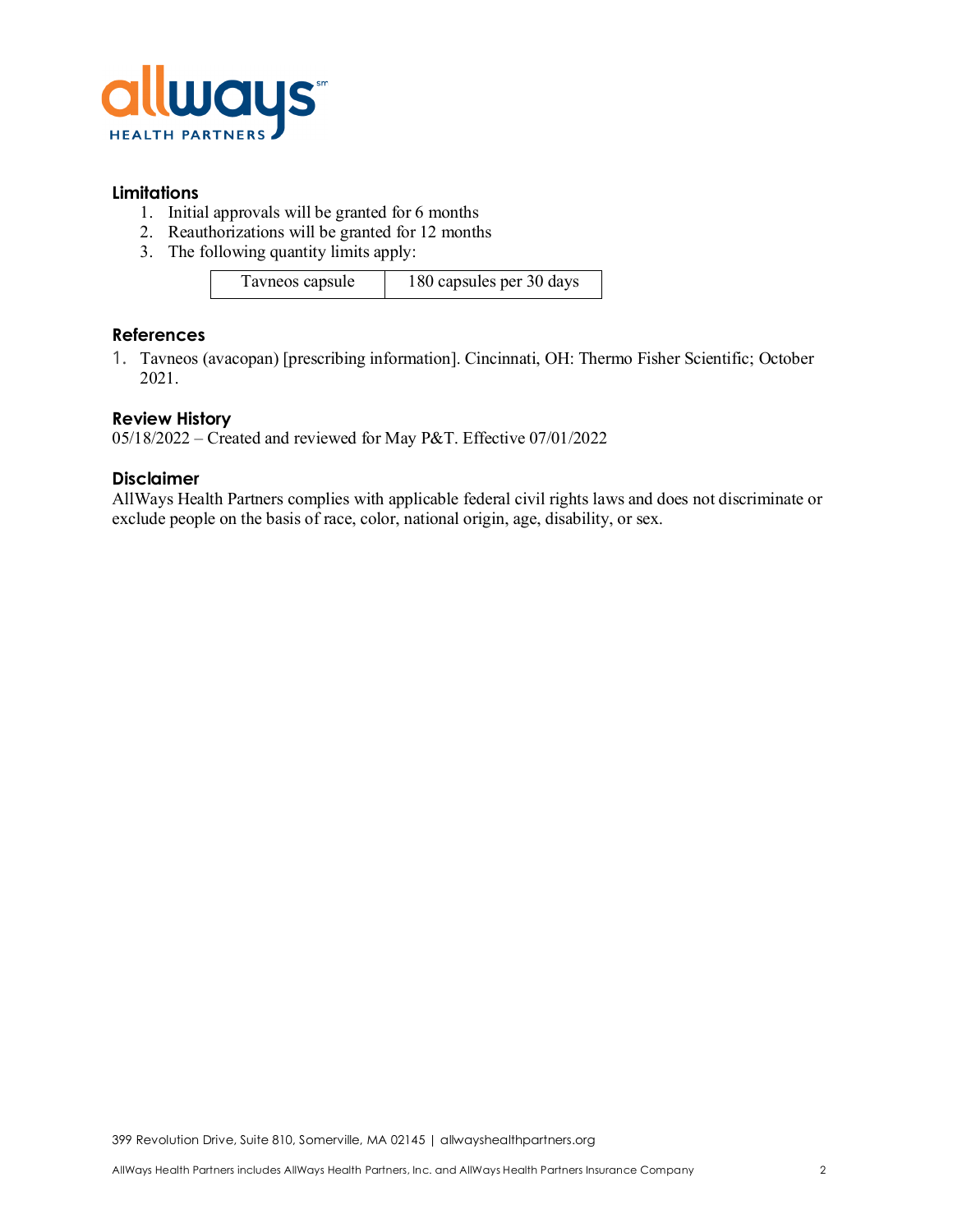### Limitations

1. Initial approvals will be granted for 6 months
2. Reauthorizations will be granted for 12 months
3. The following quantity limits apply:

| | |
|---|---|
| Tavneos capsule | 180 capsules per 30 days |

### References

1. Tavneos (avacopan) [prescribing information]. Cincinnati, OH: Thermo Fisher Scientific; October 2021.

### Review History

05/18/2022 – Created and reviewed for May P&T. Effective 07/01/2022

### Disclaimer

AllWays Health Partners complies with applicable federal civil rights laws and does not discriminate or exclude people on the basis of race, color, national origin, age, disability, or sex.